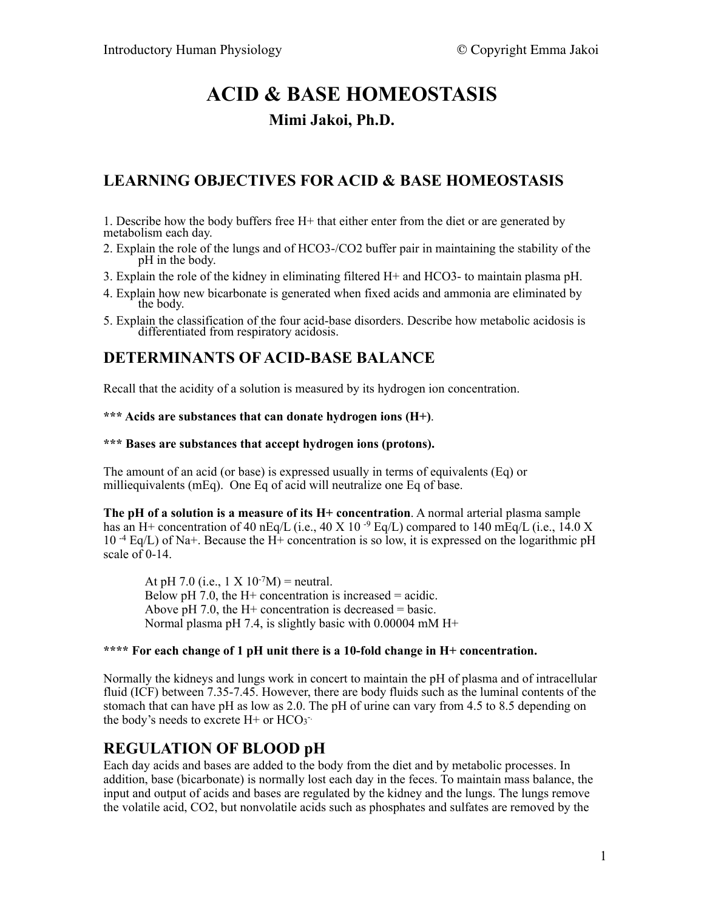# ACID & BASE HOMEOSTASIS

**Mimi Jakoi, Ph.D.**

## LEARNING OBJECTIVES FOR ACID & BASE HOMEOSTASIS

1. Describe how the body buffers free H+ that either enter from the diet or are generated by metabolism each day.
2. Explain the role of the lungs and of HCO3-/CO2 buffer pair in maintaining the stability of the pH in the body.
3. Explain the role of the kidney in eliminating filtered H+ and HCO3- to maintain plasma pH.
4. Explain how new bicarbonate is generated when fixed acids and ammonia are eliminated by the body.
5. Explain the classification of the four acid-base disorders. Describe how metabolic acidosis is differentiated from respiratory acidosis.

## DETERMINANTS OF ACID-BASE BALANCE

Recall that the acidity of a solution is measured by its hydrogen ion concentration.

**\*\*\* Acids are substances that can donate hydrogen ions (H+)**.

**\*\*\* Bases are substances that accept hydrogen ions (protons).**

The amount of an acid (or base) is expressed usually in terms of equivalents (Eq) or milliequivalents (mEq). One Eq of acid will neutralize one Eq of base.

**The pH of a solution is a measure of its H+ concentration**. A normal arterial plasma sample has an H+ concentration of 40 nEq/L (i.e., 40 X $10^{-9}$ Eq/L) compared to 140 mEq/L (i.e., 14.0 X $10^{-4}$ Eq/L) of Na+. Because the H+ concentration is so low, it is expressed on the logarithmic pH scale of 0-14.

At pH 7.0 (i.e., 1 X $10^{-7}$M) = neutral.
Below pH 7.0, the H+ concentration is increased = acidic.
Above pH 7.0, the H+ concentration is decreased = basic.
Normal plasma pH 7.4, is slightly basic with 0.00004 mM H+

**\*\*\*\* For each change of 1 pH unit there is a 10-fold change in H+ concentration.**

Normally the kidneys and lungs work in concert to maintain the pH of plasma and of intracellular fluid (ICF) between 7.35-7.45. However, there are body fluids such as the luminal contents of the stomach that can have pH as low as 2.0. The pH of urine can vary from 4.5 to 8.5 depending on the body's needs to excrete H+ or $HCO_3^-$.

## REGULATION OF BLOOD pH

Each day acids and bases are added to the body from the diet and by metabolic processes. In addition, base (bicarbonate) is normally lost each day in the feces. To maintain mass balance, the input and output of acids and bases are regulated by the kidney and the lungs. The lungs remove the volatile acid, CO2, but nonvolatile acids such as phosphates and sulfates are removed by the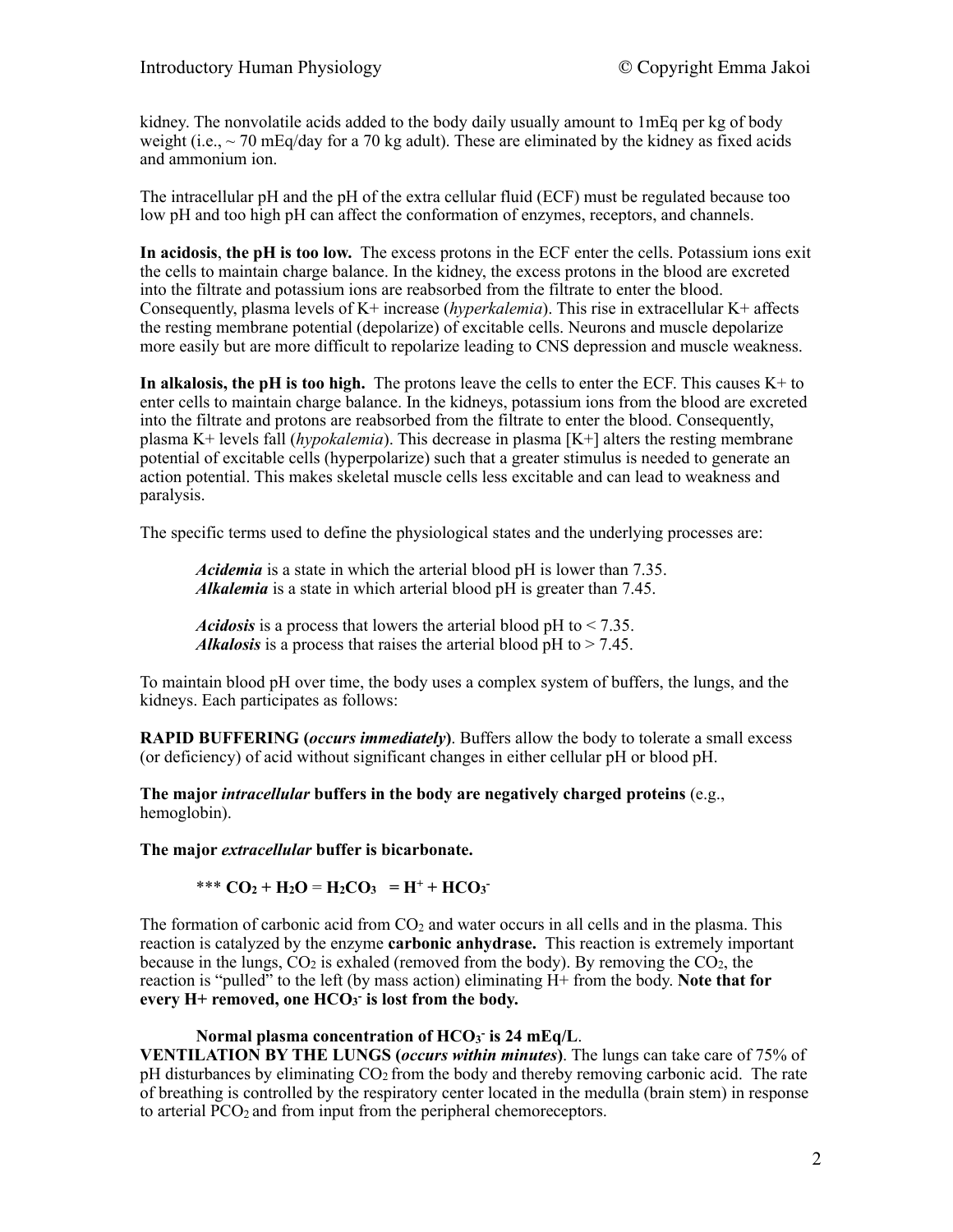kidney. The nonvolatile acids added to the body daily usually amount to 1mEq per kg of body weight (i.e., ~ 70 mEq/day for a 70 kg adult). These are eliminated by the kidney as fixed acids and ammonium ion.

The intracellular pH and the pH of the extra cellular fluid (ECF) must be regulated because too low pH and too high pH can affect the conformation of enzymes, receptors, and channels.

**In acidosis**, **the pH is too low.** The excess protons in the ECF enter the cells. Potassium ions exit the cells to maintain charge balance. In the kidney, the excess protons in the blood are excreted into the filtrate and potassium ions are reabsorbed from the filtrate to enter the blood. Consequently, plasma levels of K+ increase (*hyperkalemia*). This rise in extracellular K+ affects the resting membrane potential (depolarize) of excitable cells. Neurons and muscle depolarize more easily but are more difficult to repolarize leading to CNS depression and muscle weakness.

**In alkalosis, the pH is too high.** The protons leave the cells to enter the ECF. This causes K+ to enter cells to maintain charge balance. In the kidneys, potassium ions from the blood are excreted into the filtrate and protons are reabsorbed from the filtrate to enter the blood. Consequently, plasma K+ levels fall (*hypokalemia*). This decrease in plasma [K+] alters the resting membrane potential of excitable cells (hyperpolarize) such that a greater stimulus is needed to generate an action potential. This makes skeletal muscle cells less excitable and can lead to weakness and paralysis.

The specific terms used to define the physiological states and the underlying processes are:

> ***Acidemia*** is a state in which the arterial blood pH is lower than 7.35.
> ***Alkalemia*** is a state in which arterial blood pH is greater than 7.45.
>
> ***Acidosis*** is a process that lowers the arterial blood pH to < 7.35.
> ***Alkalosis*** is a process that raises the arterial blood pH to > 7.45.

To maintain blood pH over time, the body uses a complex system of buffers, the lungs, and the kidneys. Each participates as follows:

**RAPID BUFFERING (*occurs immediately*)**. Buffers allow the body to tolerate a small excess (or deficiency) of acid without significant changes in either cellular pH or blood pH.

**The major *intracellular* buffers in the body are negatively charged proteins** (e.g., hemoglobin).

**The major *extracellular* buffer is bicarbonate.**

*** $\mathbf{CO_2 + H_2O = H_2CO_3 = H^+ + HCO_3^-}$

The formation of carbonic acid from $CO_2$ and water occurs in all cells and in the plasma. This reaction is catalyzed by the enzyme **carbonic anhydrase.** This reaction is extremely important because in the lungs, $CO_2$ is exhaled (removed from the body). By removing the $CO_2$, the reaction is "pulled" to the left (by mass action) eliminating H+ from the body. **Note that for every H+ removed, one $HCO_3^-$ is lost from the body.**

**Normal plasma concentration of $HCO_3^-$ is 24 mEq/L**.

**VENTILATION BY THE LUNGS (*occurs within minutes*)**. The lungs can take care of 75% of pH disturbances by eliminating $CO_2$ from the body and thereby removing carbonic acid. The rate of breathing is controlled by the respiratory center located in the medulla (brain stem) in response to arterial $PCO_2$ and from input from the peripheral chemoreceptors.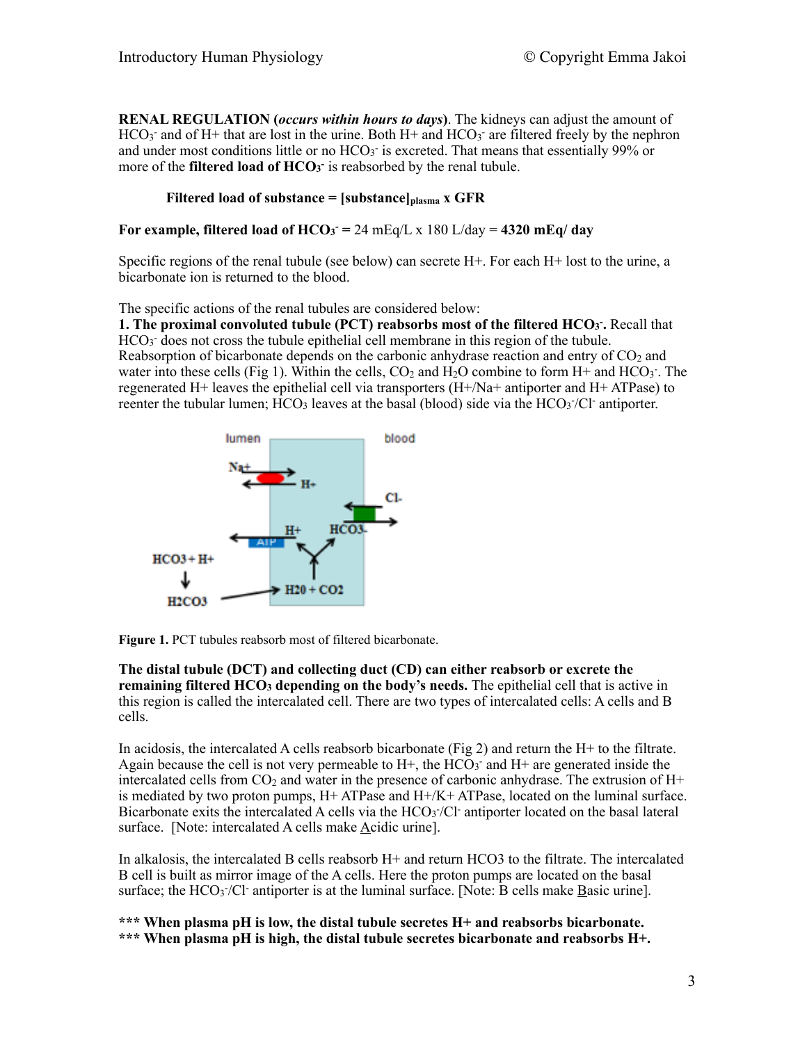**RENAL REGULATION (*occurs within hours to days*)**. The kidneys can adjust the amount of $HCO_3^-$ and of H+ that are lost in the urine. Both H+ and $HCO_3^-$ are filtered freely by the nephron and under most conditions little or no $HCO_3^-$ is excreted. That means that essentially 99% or more of the **filtered load of $HCO_3^-$** is reabsorbed by the renal tubule.

**Filtered load of substance = $[\text{substance}]_{\text{plasma}}$ x GFR**

**For example, filtered load of $HCO_3^-$ =** 24 mEq/L x 180 L/day = **4320 mEq/ day**

Specific regions of the renal tubule (see below) can secrete H+. For each H+ lost to the urine, a bicarbonate ion is returned to the blood.

The specific actions of the renal tubules are considered below:

**1. The proximal convoluted tubule (PCT) reabsorbs most of the filtered $HCO_3^-$.** Recall that $HCO_3^-$ does not cross the tubule epithelial cell membrane in this region of the tubule. Reabsorption of bicarbonate depends on the carbonic anhydrase reaction and entry of $CO_2$ and water into these cells (Fig 1). Within the cells, $CO_2$ and $H_2O$ combine to form H+ and $HCO_3^-$. The regenerated H+ leaves the epithelial cell via transporters (H+/Na+ antiporter and H+ ATPase) to reenter the tubular lumen; $HCO_3$ leaves at the basal (blood) side via the $HCO_3^-/Cl^-$ antiporter.

lumen

blood

Na+

H+

Cl-

H+

HCO3-

ATP

HCO3 + H+

H2CO3

H20 + CO2

**Figure 1.** PCT tubules reabsorb most of filtered bicarbonate.

**The distal tubule (DCT) and collecting duct (CD) can either reabsorb or excrete the remaining filtered $HCO_3$ depending on the body's needs.** The epithelial cell that is active in this region is called the intercalated cell. There are two types of intercalated cells: A cells and B cells.

In acidosis, the intercalated A cells reabsorb bicarbonate (Fig 2) and return the H+ to the filtrate. Again because the cell is not very permeable to H+, the $HCO_3^-$ and H+ are generated inside the intercalated cells from $CO_2$ and water in the presence of carbonic anhydrase. The extrusion of H+ is mediated by two proton pumps, H+ ATPase and H+/K+ ATPase, located on the luminal surface. Bicarbonate exits the intercalated A cells via the $HCO_3^-/Cl^-$ antiporter located on the basal lateral surface. [Note: intercalated A cells make Acidic urine].

In alkalosis, the intercalated B cells reabsorb H+ and return HCO3 to the filtrate. The intercalated B cell is built as mirror image of the A cells. Here the proton pumps are located on the basal surface; the $HCO_3^-/Cl^-$ antiporter is at the luminal surface. [Note: B cells make Basic urine].

**\*\*\* When plasma pH is low, the distal tubule secretes H+ and reabsorbs bicarbonate.**
**\*\*\* When plasma pH is high, the distal tubule secretes bicarbonate and reabsorbs H+.**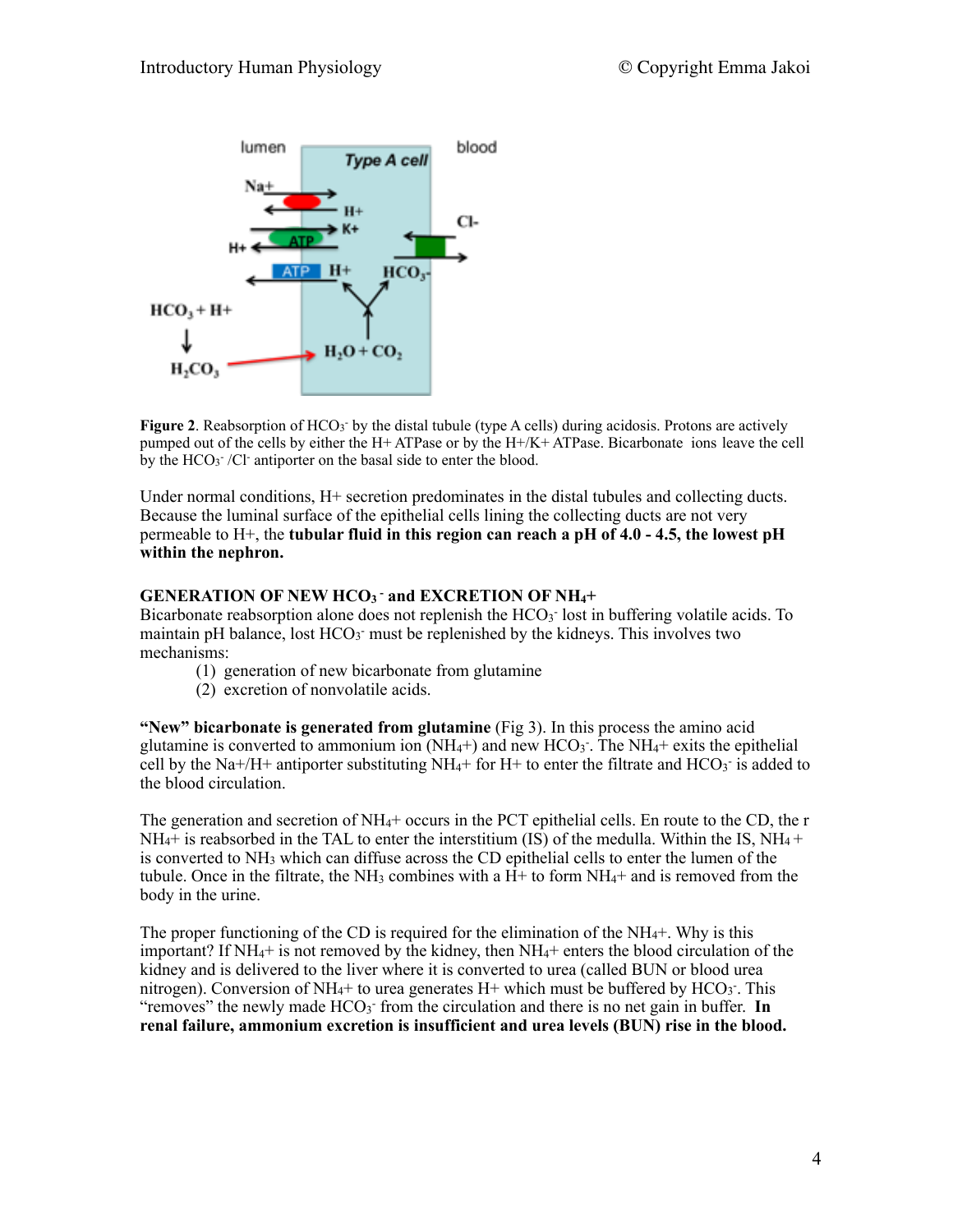lumen

Type A cell

blood

Na+

H+

K+

ATP

H+

Cl-

ATP

H+

$HCO_3$-

$HCO_3 + H+$

$H_2CO_3$

$H_2O + CO_2$

**Figure 2**. Reabsorption of $HCO_3^-$ by the distal tubule (type A cells) during acidosis. Protons are actively pumped out of the cells by either the H+ ATPase or by the H+/K+ ATPase. Bicarbonate ions leave the cell by the $HCO_3^-$ /$Cl^-$ antiporter on the basal side to enter the blood.

Under normal conditions, H+ secretion predominates in the distal tubules and collecting ducts. Because the luminal surface of the epithelial cells lining the collecting ducts are not very permeable to H+, the **tubular fluid in this region can reach a pH of 4.0 - 4.5, the lowest pH within the nephron.**

### GENERATION OF NEW $HCO_3^-$ and EXCRETION OF $NH_4$+

Bicarbonate reabsorption alone does not replenish the $HCO_3^-$ lost in buffering volatile acids. To maintain pH balance, lost $HCO_3^-$ must be replenished by the kidneys. This involves two mechanisms:

(1) generation of new bicarbonate from glutamine
(2) excretion of nonvolatile acids.

**"New" bicarbonate is generated from glutamine** (Fig 3). In this process the amino acid glutamine is converted to ammonium ion ($NH_4$+) and new $HCO_3^-$. The $NH_4$+ exits the epithelial cell by the Na+/H+ antiporter substituting $NH_4$+ for H+ to enter the filtrate and $HCO_3^-$ is added to the blood circulation.

The generation and secretion of $NH_4$+ occurs in the PCT epithelial cells. En route to the CD, the r $NH_4$+ is reabsorbed in the TAL to enter the interstitium (IS) of the medulla. Within the IS, $NH_4$ + is converted to $NH_3$ which can diffuse across the CD epithelial cells to enter the lumen of the tubule. Once in the filtrate, the $NH_3$ combines with a H+ to form $NH_4$+ and is removed from the body in the urine.

The proper functioning of the CD is required for the elimination of the $NH_4$+. Why is this important? If $NH_4$+ is not removed by the kidney, then $NH_4$+ enters the blood circulation of the kidney and is delivered to the liver where it is converted to urea (called BUN or blood urea nitrogen). Conversion of $NH_4$+ to urea generates H+ which must be buffered by $HCO_3^-$. This "removes" the newly made $HCO_3^-$ from the circulation and there is no net gain in buffer. **In renal failure, ammonium excretion is insufficient and urea levels (BUN) rise in the blood.**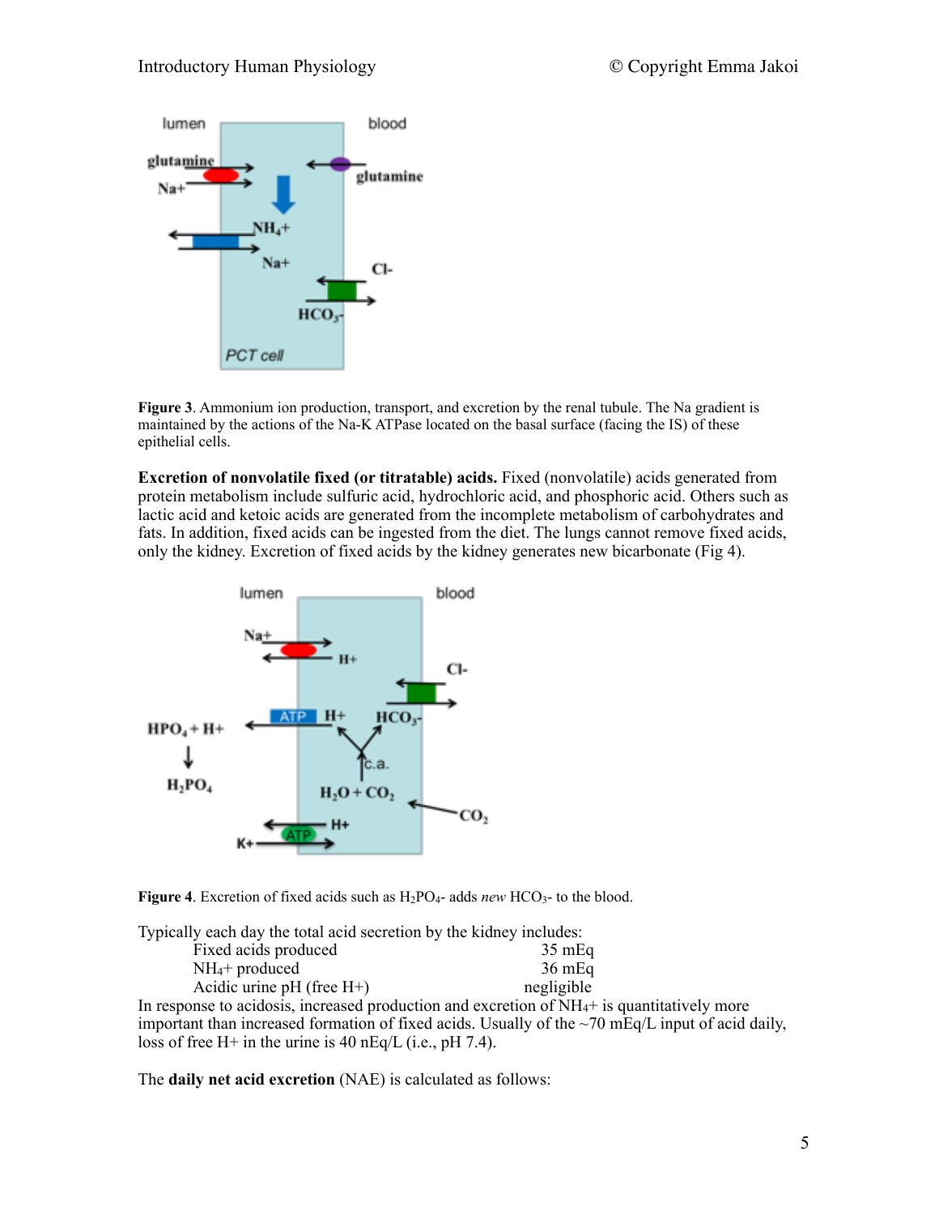**Figure 3**. Ammonium ion production, transport, and excretion by the renal tubule. The Na gradient is maintained by the actions of the Na-K ATPase located on the basal surface (facing the IS) of these epithelial cells.

**Excretion of nonvolatile fixed (or titratable) acids.** Fixed (nonvolatile) acids generated from protein metabolism include sulfuric acid, hydrochloric acid, and phosphoric acid. Others such as lactic acid and ketoic acids are generated from the incomplete metabolism of carbohydrates and fats. In addition, fixed acids can be ingested from the diet. The lungs cannot remove fixed acids, only the kidney. Excretion of fixed acids by the kidney generates new bicarbonate (Fig 4).

**Figure 4**. Excretion of fixed acids such as $H_2PO_4$- adds *new* $HCO_3$- to the blood.

Typically each day the total acid secretion by the kidney includes:

| | |
|---|---|
| Fixed acids produced | 35 mEq |
| NH4+ produced | 36 mEq |
| Acidic urine pH (free H+) | negligible |

In response to acidosis, increased production and excretion of $NH_4$+ is quantitatively more important than increased formation of fixed acids. Usually of the ~70 mEq/L input of acid daily, loss of free H+ in the urine is 40 nEq/L (i.e., pH 7.4).

The **daily net acid excretion** (NAE) is calculated as follows: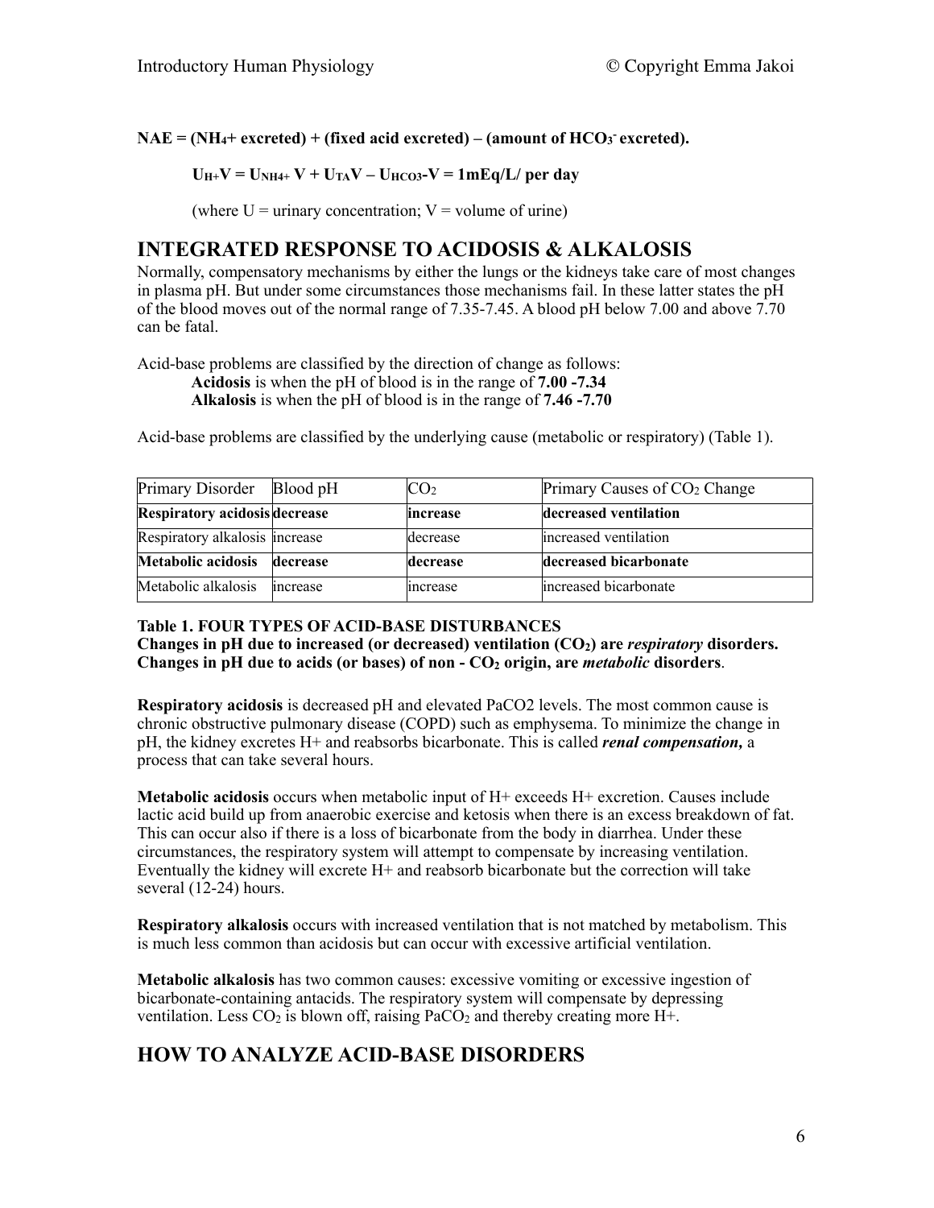**NAE = ($NH_4$+ excreted) + (fixed acid excreted) – (amount of $HCO_3^-$ excreted).**

**$U_{H+}V = U_{NH4+} V + U_{TA}V – U_{HCO3}\text{-}V$ = 1mEq/L/ per day**

(where U = urinary concentration; V = volume of urine)

## INTEGRATED RESPONSE TO ACIDOSIS & ALKALOSIS

Normally, compensatory mechanisms by either the lungs or the kidneys take care of most changes in plasma pH. But under some circumstances those mechanisms fail. In these latter states the pH of the blood moves out of the normal range of 7.35-7.45. A blood pH below 7.00 and above 7.70 can be fatal.

Acid-base problems are classified by the direction of change as follows:

**Acidosis** is when the pH of blood is in the range of **7.00 -7.34**
**Alkalosis** is when the pH of blood is in the range of **7.46 -7.70**

Acid-base problems are classified by the underlying cause (metabolic or respiratory) (Table 1).

| Primary Disorder | Blood pH | $CO_2$ | Primary Causes of $CO_2$ Change |
|---|---|---|---|
| **Respiratory acidosis** | **decrease** | **increase** | **decreased ventilation** |
| Respiratory alkalosis | increase | decrease | increased ventilation |
| **Metabolic acidosis** | **decrease** | **decrease** | **decreased bicarbonate** |
| Metabolic alkalosis | increase | increase | increased bicarbonate |

**Table 1. FOUR TYPES OF ACID-BASE DISTURBANCES**
**Changes in pH due to increased (or decreased) ventilation ($CO_2$) are *respiratory* disorders. Changes in pH due to acids (or bases) of non - $CO_2$ origin, are *metabolic* disorders**.

**Respiratory acidosis** is decreased pH and elevated PaCO2 levels. The most common cause is chronic obstructive pulmonary disease (COPD) such as emphysema. To minimize the change in pH, the kidney excretes H+ and reabsorbs bicarbonate. This is called ***renal compensation,*** a process that can take several hours.

**Metabolic acidosis** occurs when metabolic input of H+ exceeds H+ excretion. Causes include lactic acid build up from anaerobic exercise and ketosis when there is an excess breakdown of fat. This can occur also if there is a loss of bicarbonate from the body in diarrhea. Under these circumstances, the respiratory system will attempt to compensate by increasing ventilation. Eventually the kidney will excrete H+ and reabsorb bicarbonate but the correction will take several (12-24) hours.

**Respiratory alkalosis** occurs with increased ventilation that is not matched by metabolism. This is much less common than acidosis but can occur with excessive artificial ventilation.

**Metabolic alkalosis** has two common causes: excessive vomiting or excessive ingestion of bicarbonate-containing antacids. The respiratory system will compensate by depressing ventilation. Less $CO_2$ is blown off, raising $PaCO_2$ and thereby creating more H+.

## HOW TO ANALYZE ACID-BASE DISORDERS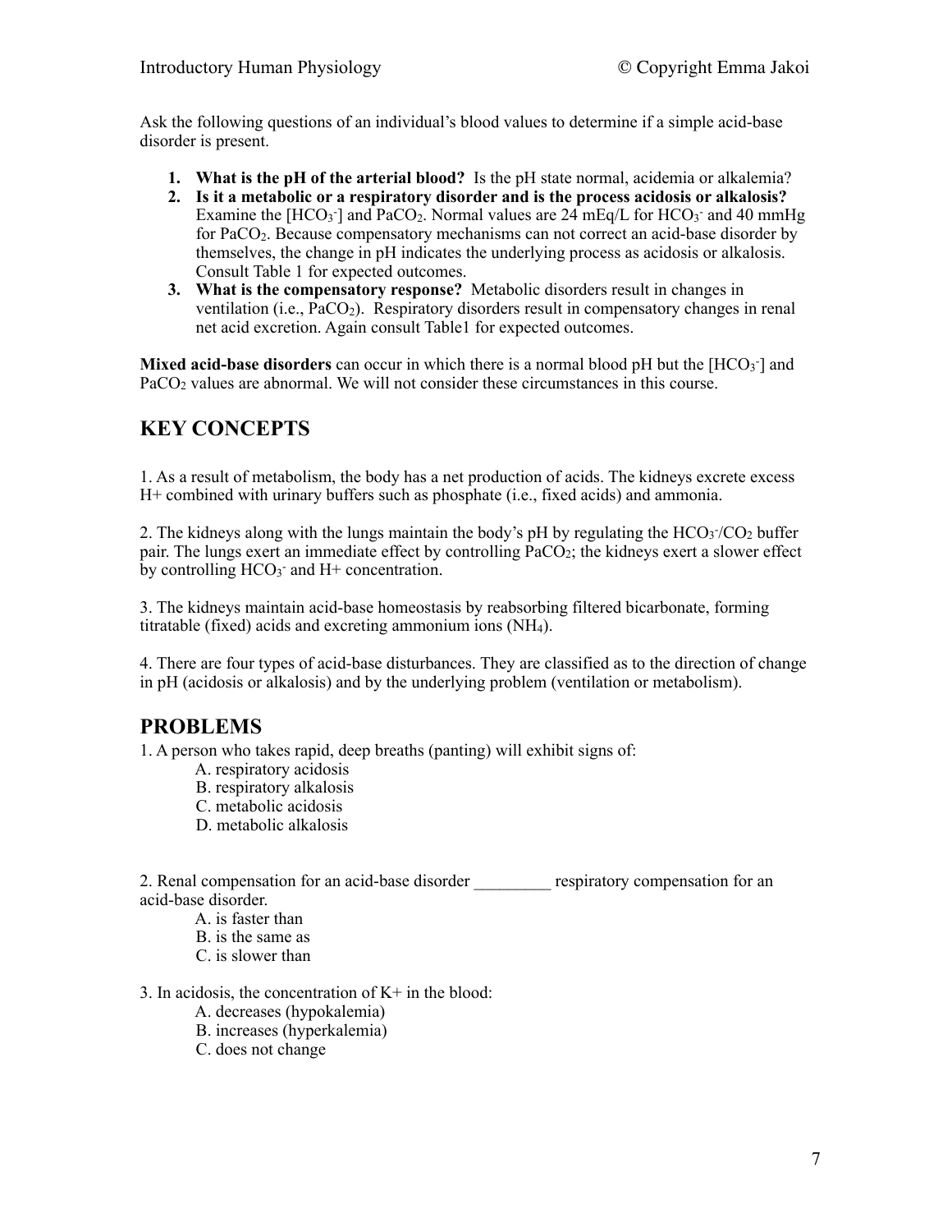Ask the following questions of an individual's blood values to determine if a simple acid-base disorder is present.

1. **What is the pH of the arterial blood?** Is the pH state normal, acidemia or alkalemia?
2. **Is it a metabolic or a respiratory disorder and is the process acidosis or alkalosis?** Examine the [$HCO_3^-$] and $PaCO_2$. Normal values are 24 mEq/L for $HCO_3^-$ and 40 mmHg for $PaCO_2$. Because compensatory mechanisms can not correct an acid-base disorder by themselves, the change in pH indicates the underlying process as acidosis or alkalosis. Consult Table 1 for expected outcomes.
3. **What is the compensatory response?** Metabolic disorders result in changes in ventilation (i.e., $PaCO_2$). Respiratory disorders result in compensatory changes in renal net acid excretion. Again consult Table1 for expected outcomes.

**Mixed acid-base disorders** can occur in which there is a normal blood pH but the [$HCO_3^-$] and $PaCO_2$ values are abnormal. We will not consider these circumstances in this course.

## KEY CONCEPTS

1. As a result of metabolism, the body has a net production of acids. The kidneys excrete excess H+ combined with urinary buffers such as phosphate (i.e., fixed acids) and ammonia.

2. The kidneys along with the lungs maintain the body's pH by regulating the $HCO_3^-/CO_2$ buffer pair. The lungs exert an immediate effect by controlling $PaCO_2$; the kidneys exert a slower effect by controlling $HCO_3^-$ and H+ concentration.

3. The kidneys maintain acid-base homeostasis by reabsorbing filtered bicarbonate, forming titratable (fixed) acids and excreting ammonium ions ($NH_4$).

4. There are four types of acid-base disturbances. They are classified as to the direction of change in pH (acidosis or alkalosis) and by the underlying problem (ventilation or metabolism).

## PROBLEMS

1. A person who takes rapid, deep breaths (panting) will exhibit signs of:
   - A. respiratory acidosis
   - B. respiratory alkalosis
   - C. metabolic acidosis
   - D. metabolic alkalosis

2. Renal compensation for an acid-base disorder _________ respiratory compensation for an acid-base disorder.
   - A. is faster than
   - B. is the same as
   - C. is slower than

3. In acidosis, the concentration of K+ in the blood:
   - A. decreases (hypokalemia)
   - B. increases (hyperkalemia)
   - C. does not change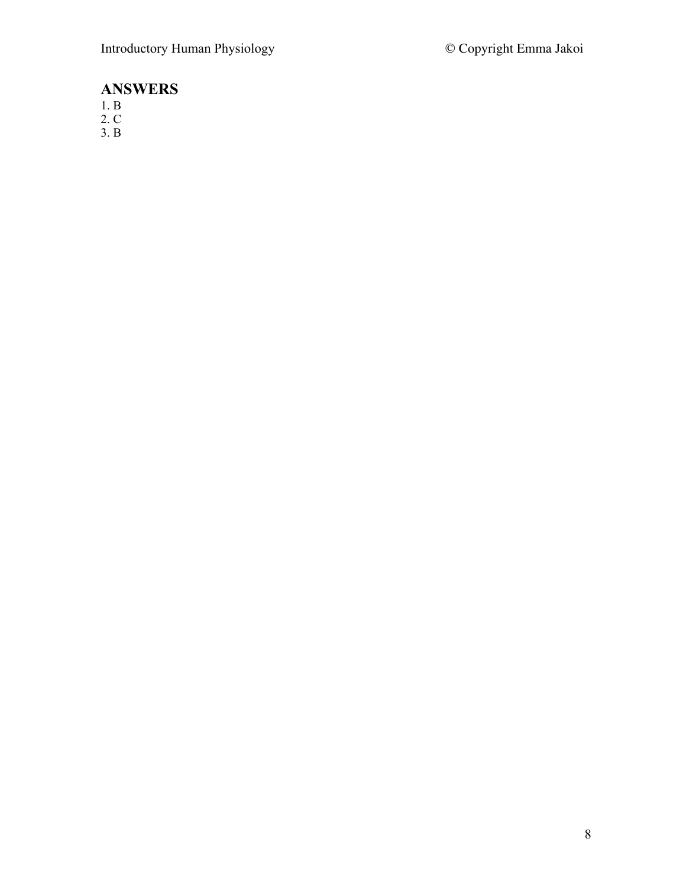## ANSWERS

1. B
2. C
3. B